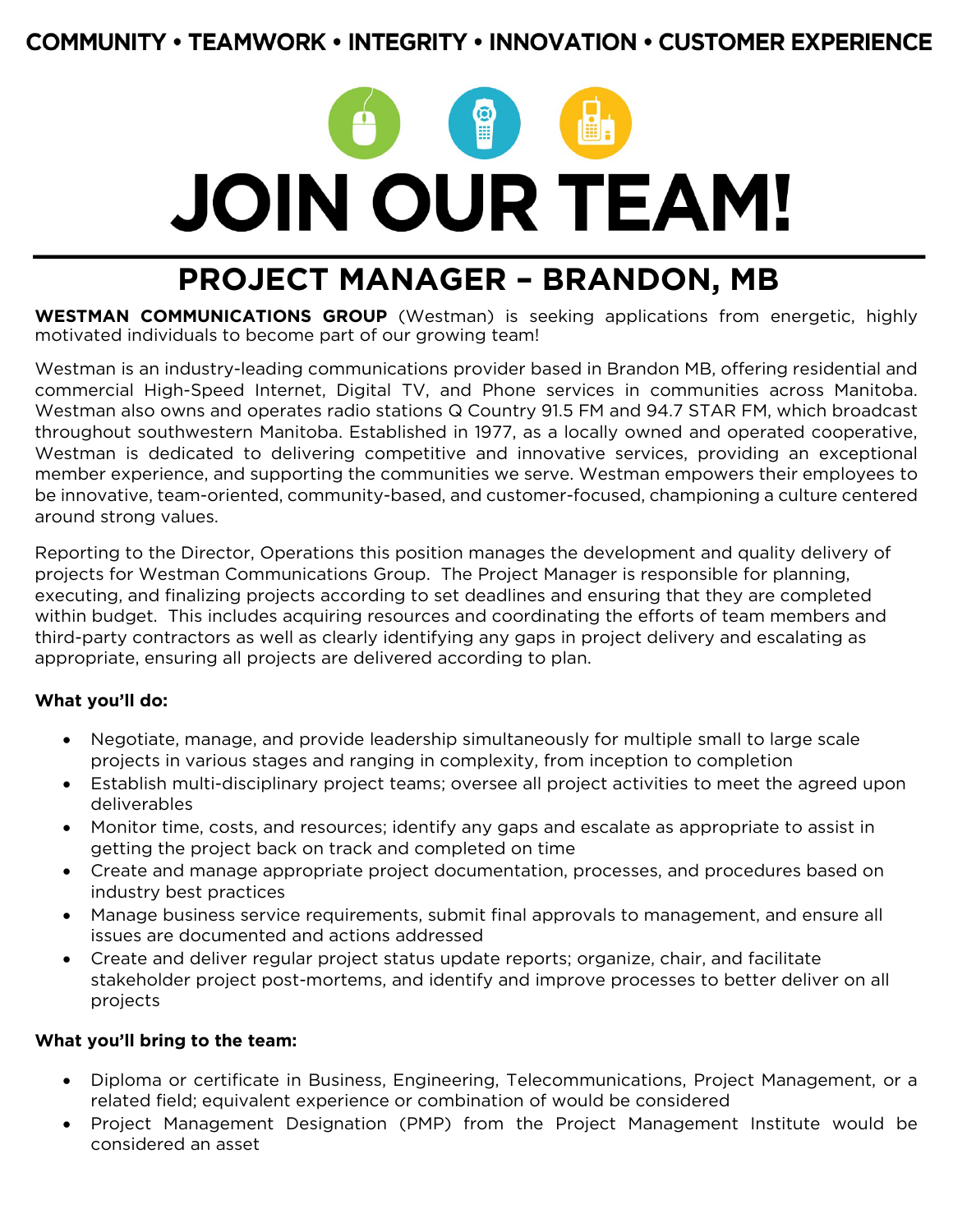**COMMUNITY • TEAMWORK • INTEGRITY • INNOVATION • CUSTOMER EXPERIENCE**

# JOIN OUR TEAM!

## PROJECT MANAGER – BRANDON, MB

**WESTMAN COMMUNICATIONS GROUP** (Westman) is seeking applications from energetic, highly motivated individuals to become part of our growing team!

Westman is an industry-leading communications provider based in Brandon MB, offering residential and commercial High-Speed Internet, Digital TV, and Phone services in communities across Manitoba. Westman also owns and operates radio stations Q Country 91.5 FM and 94.7 STAR FM, which broadcast throughout southwestern Manitoba. Established in 1977, as a locally owned and operated cooperative, Westman is dedicated to delivering competitive and innovative services, providing an exceptional member experience, and supporting the communities we serve. Westman empowers their employees to be innovative, team-oriented, community-based, and customer-focused, championing a culture centered around strong values.

Reporting to the Director, Operations this position manages the development and quality delivery of projects for Westman Communications Group. The Project Manager is responsible for planning, executing, and finalizing projects according to set deadlines and ensuring that they are completed within budget. This includes acquiring resources and coordinating the efforts of team members and third-party contractors as well as clearly identifying any gaps in project delivery and escalating as appropriate, ensuring all projects are delivered according to plan.

**What you'll do:**

- Negotiate, manage, and provide leadership simultaneously for multiple small to large scale projects in various stages and ranging in complexity, from inception to completion
- Establish multi-disciplinary project teams; oversee all project activities to meet the agreed upon deliverables
- Monitor time, costs, and resources; identify any gaps and escalate as appropriate to assist in getting the project back on track and completed on time
- Create and manage appropriate project documentation, processes, and procedures based on industry best practices
- Manage business service requirements, submit final approvals to management, and ensure all issues are documented and actions addressed
- Create and deliver regular project status update reports; organize, chair, and facilitate stakeholder project post-mortems, and identify and improve processes to better deliver on all projects

**What you'll bring to the team:**

- Diploma or certificate in Business, Engineering, Telecommunications, Project Management, or a related field; equivalent experience or combination of would be considered
- Project Management Designation (PMP) from the Project Management Institute would be considered an asset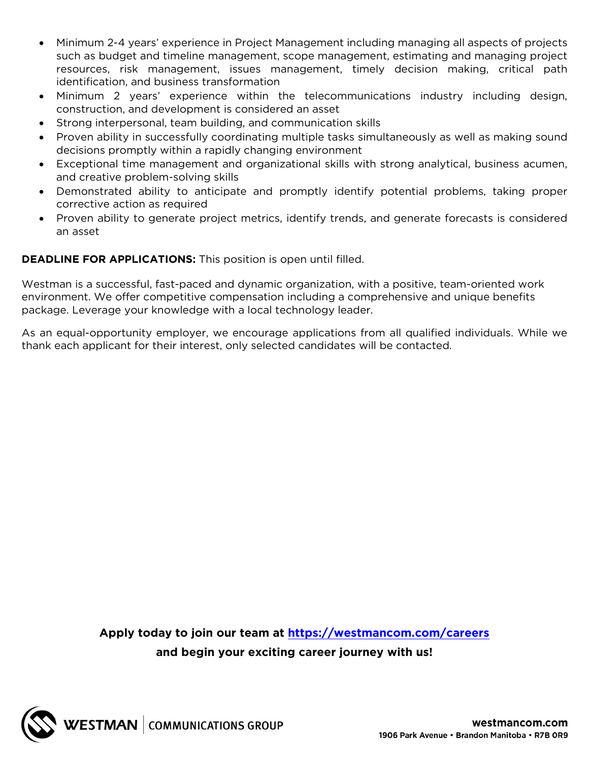- Minimum 2-4 years' experience in Project Management including managing all aspects of projects such as budget and timeline management, scope management, estimating and managing project resources, risk management, issues management, timely decision making, critical path identification, and business transformation
- Minimum 2 years' experience within the telecommunications industry including design, construction, and development is considered an asset
- Strong interpersonal, team building, and communication skills
- Proven ability in successfully coordinating multiple tasks simultaneously as well as making sound decisions promptly within a rapidly changing environment
- Exceptional time management and organizational skills with strong analytical, business acumen, and creative problem-solving skills
- Demonstrated ability to anticipate and promptly identify potential problems, taking proper corrective action as required
- Proven ability to generate project metrics, identify trends, and generate forecasts is considered an asset

**DEADLINE FOR APPLICATIONS:** This position is open until filled.

Westman is a successful, fast-paced and dynamic organization, with a positive, team-oriented work environment. We offer competitive compensation including a comprehensive and unique benefits package. Leverage your knowledge with a local technology leader.

As an equal-opportunity employer, we encourage applications from all qualified individuals. While we thank each applicant for their interest, only selected candidates will be contacted.

**Apply today to join our team at [https://westmancom.com/careers](https://westmancom.com/careers)**

**and begin your exciting career journey with us!**

WESTMAN | COMMUNICATIONS GROUP

**westmancom.com**
**1906 Park Avenue • Brandon Manitoba • R7B 0R9**